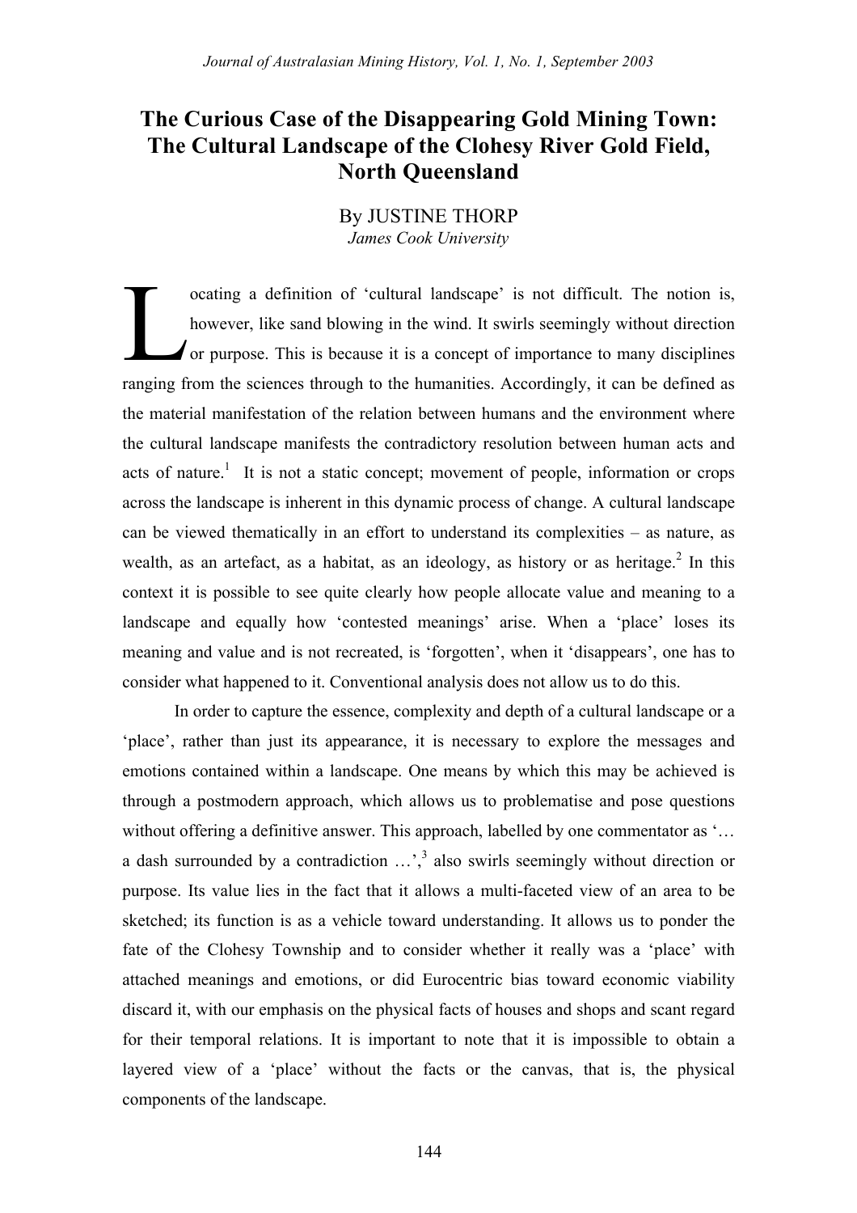# The Curious Case of the Disappearing Gold Mining Town: The Cultural Landscape of the Clohesy River Gold Field, North Queensland

By JUSTINE THORP
*James Cook University*

Locating a definition of 'cultural landscape' is not difficult. The notion is, however, like sand blowing in the wind. It swirls seemingly without direction or purpose. This is because it is a concept of importance to many disciplines ranging from the sciences through to the humanities. Accordingly, it can be defined as the material manifestation of the relation between humans and the environment where the cultural landscape manifests the contradictory resolution between human acts and acts of nature.[1] It is not a static concept; movement of people, information or crops across the landscape is inherent in this dynamic process of change. A cultural landscape can be viewed thematically in an effort to understand its complexities – as nature, as wealth, as an artefact, as a habitat, as an ideology, as history or as heritage.[2] In this context it is possible to see quite clearly how people allocate value and meaning to a landscape and equally how 'contested meanings' arise. When a 'place' loses its meaning and value and is not recreated, is 'forgotten', when it 'disappears', one has to consider what happened to it. Conventional analysis does not allow us to do this.

In order to capture the essence, complexity and depth of a cultural landscape or a 'place', rather than just its appearance, it is necessary to explore the messages and emotions contained within a landscape. One means by which this may be achieved is through a postmodern approach, which allows us to problematise and pose questions without offering a definitive answer. This approach, labelled by one commentator as '… a dash surrounded by a contradiction …',[3] also swirls seemingly without direction or purpose. Its value lies in the fact that it allows a multi-faceted view of an area to be sketched; its function is as a vehicle toward understanding. It allows us to ponder the fate of the Clohesy Township and to consider whether it really was a 'place' with attached meanings and emotions, or did Eurocentric bias toward economic viability discard it, with our emphasis on the physical facts of houses and shops and scant regard for their temporal relations. It is important to note that it is impossible to obtain a layered view of a 'place' without the facts or the canvas, that is, the physical components of the landscape.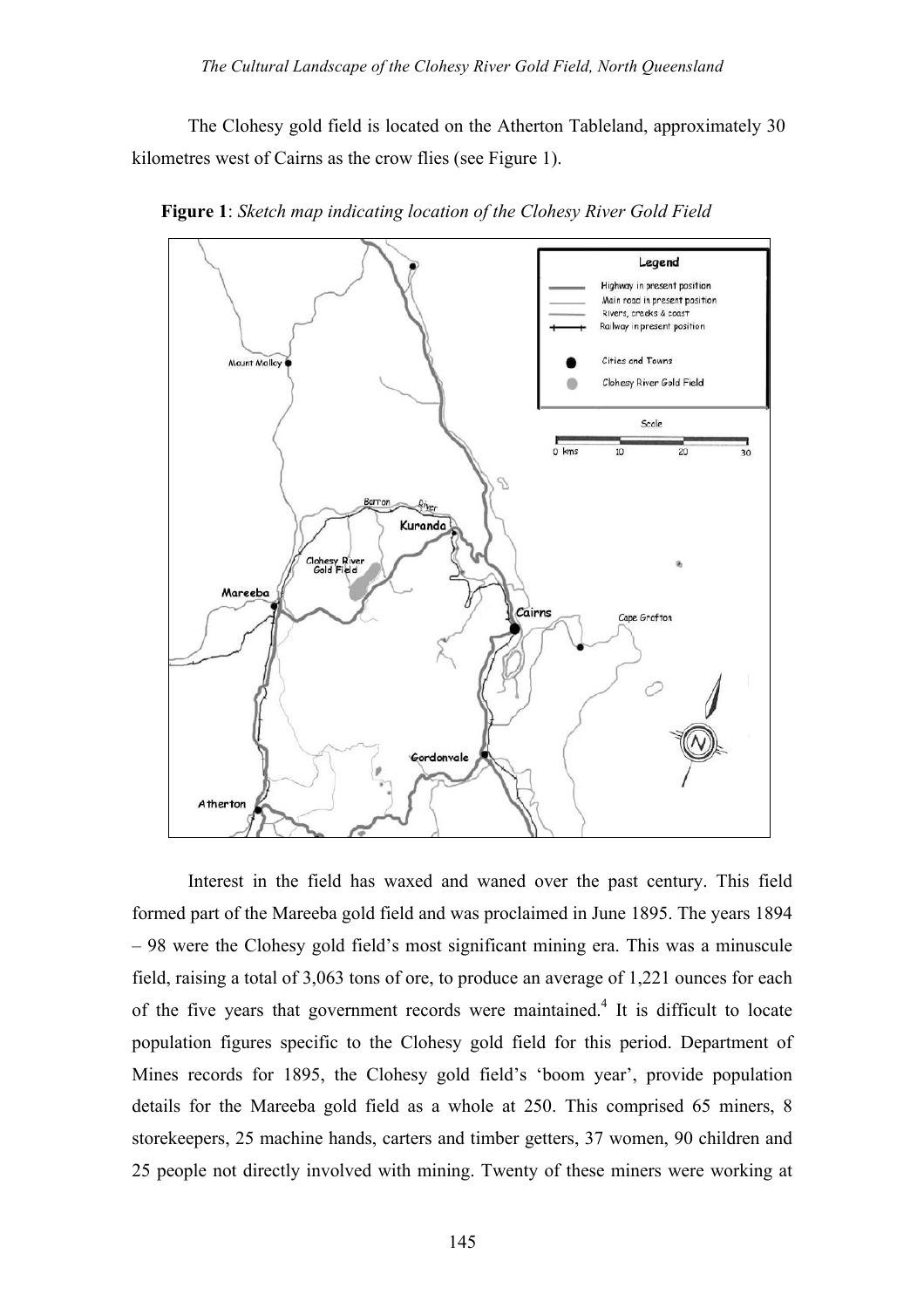The Clohesy gold field is located on the Atherton Tableland, approximately 30 kilometres west of Cairns as the crow flies (see Figure 1).

**Figure 1**: *Sketch map indicating location of the Clohesy River Gold Field*

Interest in the field has waxed and waned over the past century. This field formed part of the Mareeba gold field and was proclaimed in June 1895. The years 1894 – 98 were the Clohesy gold field's most significant mining era. This was a minuscule field, raising a total of 3,063 tons of ore, to produce an average of 1,221 ounces for each of the five years that government records were maintained.[4] It is difficult to locate population figures specific to the Clohesy gold field for this period. Department of Mines records for 1895, the Clohesy gold field's 'boom year', provide population details for the Mareeba gold field as a whole at 250. This comprised 65 miners, 8 storekeepers, 25 machine hands, carters and timber getters, 37 women, 90 children and 25 people not directly involved with mining. Twenty of these miners were working at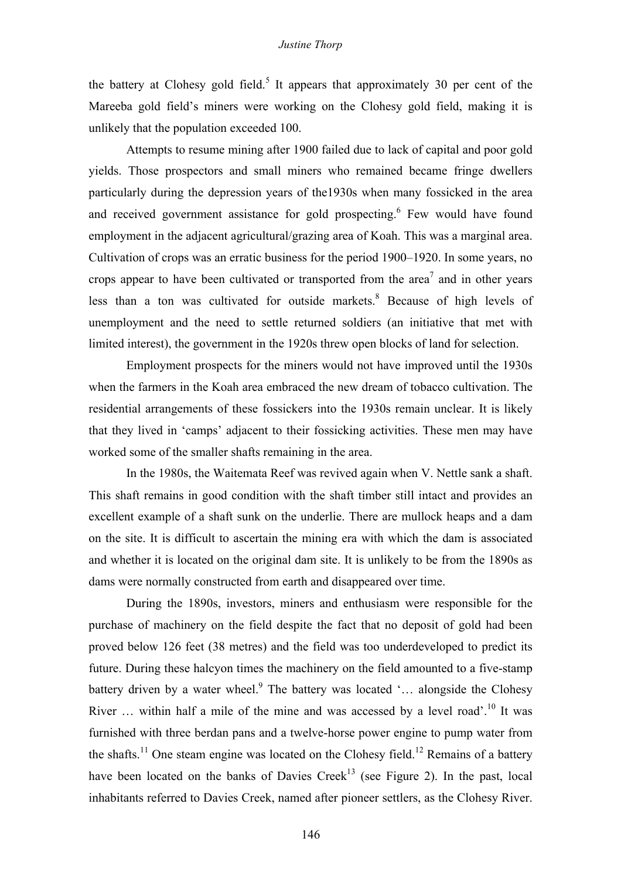the battery at Clohesy gold field.[5] It appears that approximately 30 per cent of the Mareeba gold field's miners were working on the Clohesy gold field, making it is unlikely that the population exceeded 100.

Attempts to resume mining after 1900 failed due to lack of capital and poor gold yields. Those prospectors and small miners who remained became fringe dwellers particularly during the depression years of the1930s when many fossicked in the area and received government assistance for gold prospecting.[6] Few would have found employment in the adjacent agricultural/grazing area of Koah. This was a marginal area. Cultivation of crops was an erratic business for the period 1900–1920. In some years, no crops appear to have been cultivated or transported from the area[7] and in other years less than a ton was cultivated for outside markets.[8] Because of high levels of unemployment and the need to settle returned soldiers (an initiative that met with limited interest), the government in the 1920s threw open blocks of land for selection.

Employment prospects for the miners would not have improved until the 1930s when the farmers in the Koah area embraced the new dream of tobacco cultivation. The residential arrangements of these fossickers into the 1930s remain unclear. It is likely that they lived in 'camps' adjacent to their fossicking activities. These men may have worked some of the smaller shafts remaining in the area.

In the 1980s, the Waitemata Reef was revived again when V. Nettle sank a shaft. This shaft remains in good condition with the shaft timber still intact and provides an excellent example of a shaft sunk on the underlie. There are mullock heaps and a dam on the site. It is difficult to ascertain the mining era with which the dam is associated and whether it is located on the original dam site. It is unlikely to be from the 1890s as dams were normally constructed from earth and disappeared over time.

During the 1890s, investors, miners and enthusiasm were responsible for the purchase of machinery on the field despite the fact that no deposit of gold had been proved below 126 feet (38 metres) and the field was too underdeveloped to predict its future. During these halcyon times the machinery on the field amounted to a five-stamp battery driven by a water wheel.[9] The battery was located '… alongside the Clohesy River … within half a mile of the mine and was accessed by a level road'.[10] It was furnished with three berdan pans and a twelve-horse power engine to pump water from the shafts.[11] One steam engine was located on the Clohesy field.[12] Remains of a battery have been located on the banks of Davies Creek[13] (see Figure 2). In the past, local inhabitants referred to Davies Creek, named after pioneer settlers, as the Clohesy River.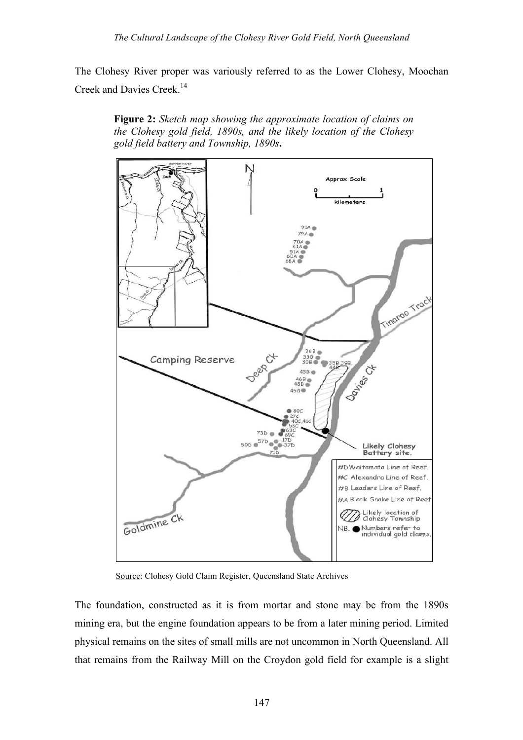The Clohesy River proper was variously referred to as the Lower Clohesy, Moochan Creek and Davies Creek.[14]

**Figure 2:** *Sketch map showing the approximate location of claims on the Clohesy gold field, 1890s, and the likely location of the Clohesy gold field battery and Township, 1890s***.**

Source: Clohesy Gold Claim Register, Queensland State Archives

The foundation, constructed as it is from mortar and stone may be from the 1890s mining era, but the engine foundation appears to be from a later mining period. Limited physical remains on the sites of small mills are not uncommon in North Queensland. All that remains from the Railway Mill on the Croydon gold field for example is a slight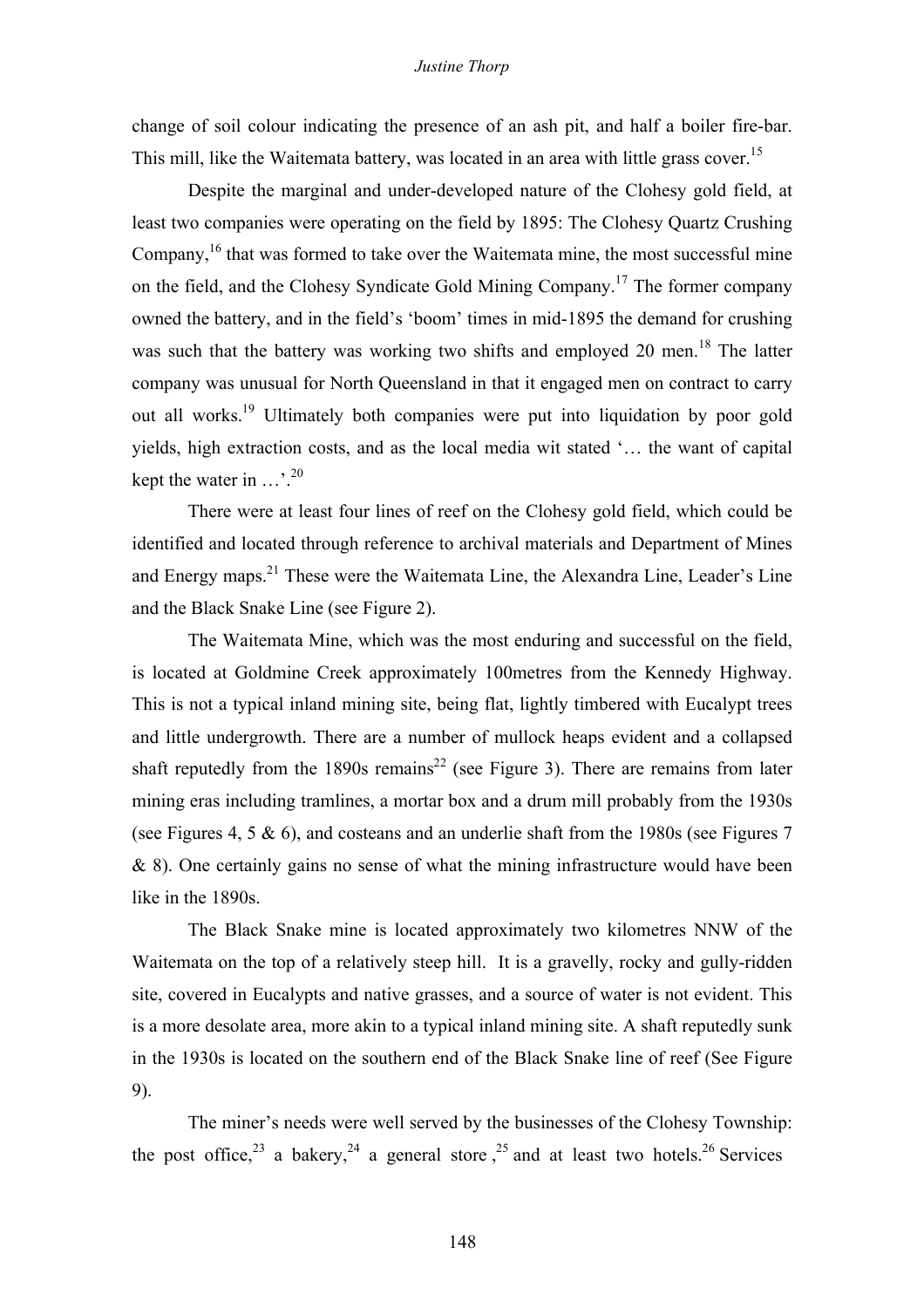change of soil colour indicating the presence of an ash pit, and half a boiler fire-bar. This mill, like the Waitemata battery, was located in an area with little grass cover.[15]

Despite the marginal and under-developed nature of the Clohesy gold field, at least two companies were operating on the field by 1895: The Clohesy Quartz Crushing Company,[16] that was formed to take over the Waitemata mine, the most successful mine on the field, and the Clohesy Syndicate Gold Mining Company.[17] The former company owned the battery, and in the field's 'boom' times in mid-1895 the demand for crushing was such that the battery was working two shifts and employed 20 men.[18] The latter company was unusual for North Queensland in that it engaged men on contract to carry out all works.[19] Ultimately both companies were put into liquidation by poor gold yields, high extraction costs, and as the local media wit stated '… the want of capital kept the water in …'.[20]

There were at least four lines of reef on the Clohesy gold field, which could be identified and located through reference to archival materials and Department of Mines and Energy maps.[21] These were the Waitemata Line, the Alexandra Line, Leader's Line and the Black Snake Line (see Figure 2).

The Waitemata Mine, which was the most enduring and successful on the field, is located at Goldmine Creek approximately 100metres from the Kennedy Highway. This is not a typical inland mining site, being flat, lightly timbered with Eucalypt trees and little undergrowth. There are a number of mullock heaps evident and a collapsed shaft reputedly from the 1890s remains[22] (see Figure 3). There are remains from later mining eras including tramlines, a mortar box and a drum mill probably from the 1930s (see Figures 4, 5 & 6), and costeans and an underlie shaft from the 1980s (see Figures 7 & 8). One certainly gains no sense of what the mining infrastructure would have been like in the 1890s.

The Black Snake mine is located approximately two kilometres NNW of the Waitemata on the top of a relatively steep hill. It is a gravelly, rocky and gully-ridden site, covered in Eucalypts and native grasses, and a source of water is not evident. This is a more desolate area, more akin to a typical inland mining site. A shaft reputedly sunk in the 1930s is located on the southern end of the Black Snake line of reef (See Figure 9).

The miner's needs were well served by the businesses of the Clohesy Township: the post office,[23] a bakery,[24] a general store ,[25] and at least two hotels.[26] Services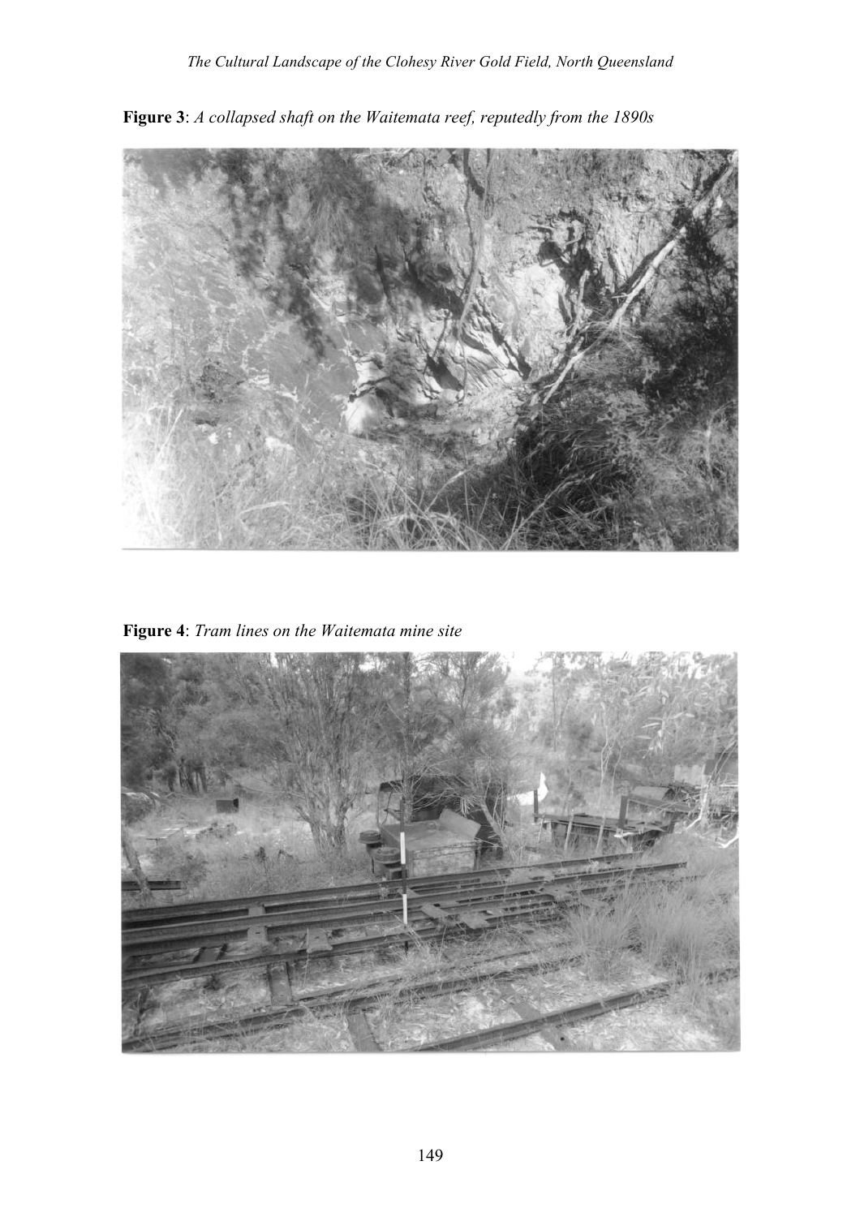**Figure 3**: *A collapsed shaft on the Waitemata reef, reputedly from the 1890s*

**Figure 4**: *Tram lines on the Waitemata mine site*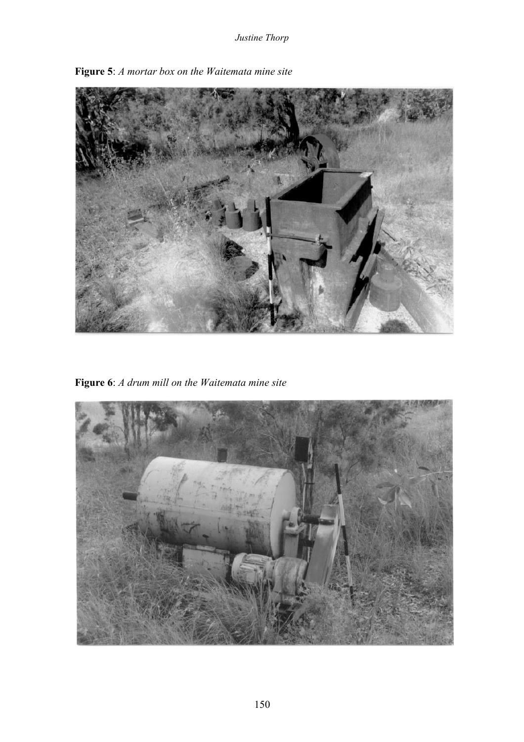**Figure 5**: *A mortar box on the Waitemata mine site*

**Figure 6**: *A drum mill on the Waitemata mine site*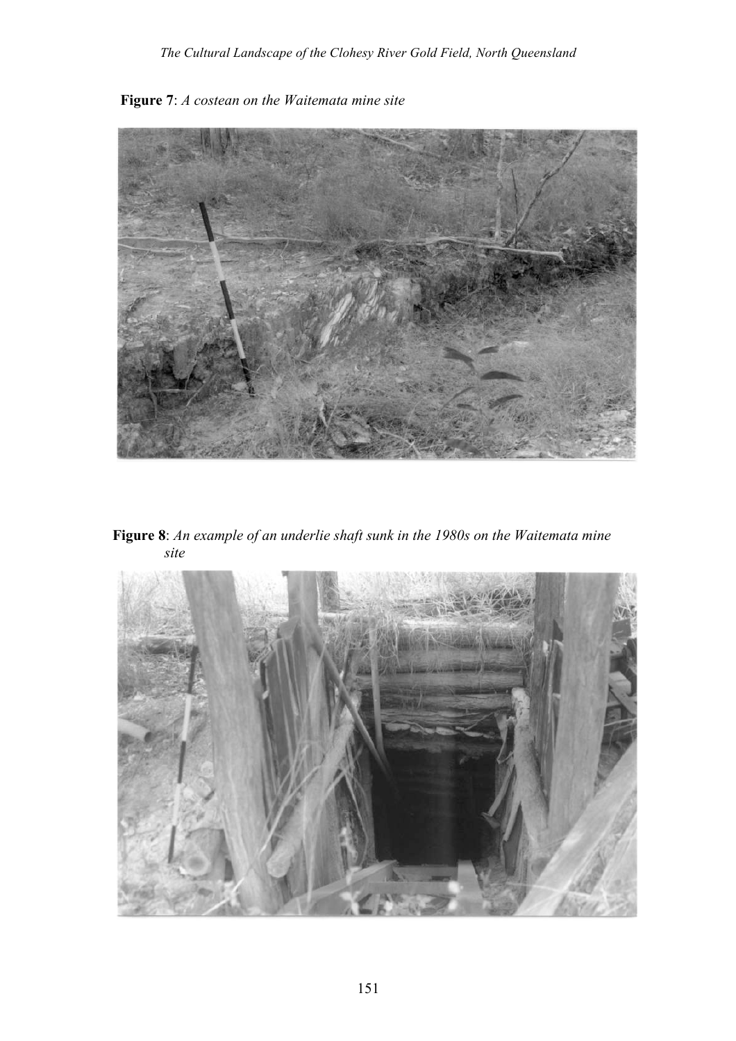**Figure 7**: *A costean on the Waitemata mine site*

**Figure 8**: *An example of an underlie shaft sunk in the 1980s on the Waitemata mine site*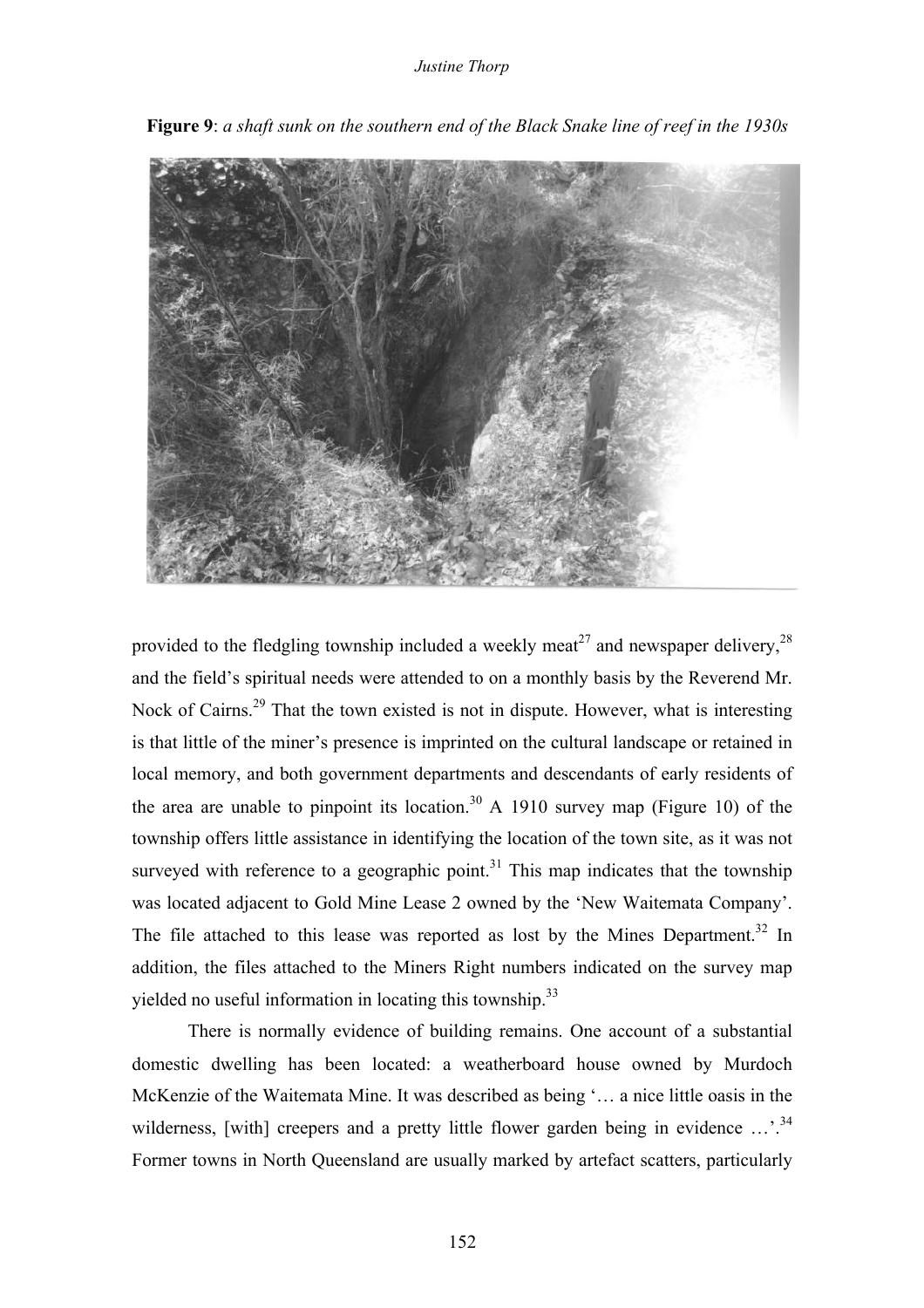**Figure 9**: *a shaft sunk on the southern end of the Black Snake line of reef in the 1930s*

provided to the fledgling township included a weekly meat[27] and newspaper delivery,[28] and the field's spiritual needs were attended to on a monthly basis by the Reverend Mr. Nock of Cairns.[29] That the town existed is not in dispute. However, what is interesting is that little of the miner's presence is imprinted on the cultural landscape or retained in local memory, and both government departments and descendants of early residents of the area are unable to pinpoint its location.[30] A 1910 survey map (Figure 10) of the township offers little assistance in identifying the location of the town site, as it was not surveyed with reference to a geographic point.[31] This map indicates that the township was located adjacent to Gold Mine Lease 2 owned by the 'New Waitemata Company'. The file attached to this lease was reported as lost by the Mines Department.[32] In addition, the files attached to the Miners Right numbers indicated on the survey map yielded no useful information in locating this township.[33]

There is normally evidence of building remains. One account of a substantial domestic dwelling has been located: a weatherboard house owned by Murdoch McKenzie of the Waitemata Mine. It was described as being '… a nice little oasis in the wilderness, [with] creepers and a pretty little flower garden being in evidence …'.[34] Former towns in North Queensland are usually marked by artefact scatters, particularly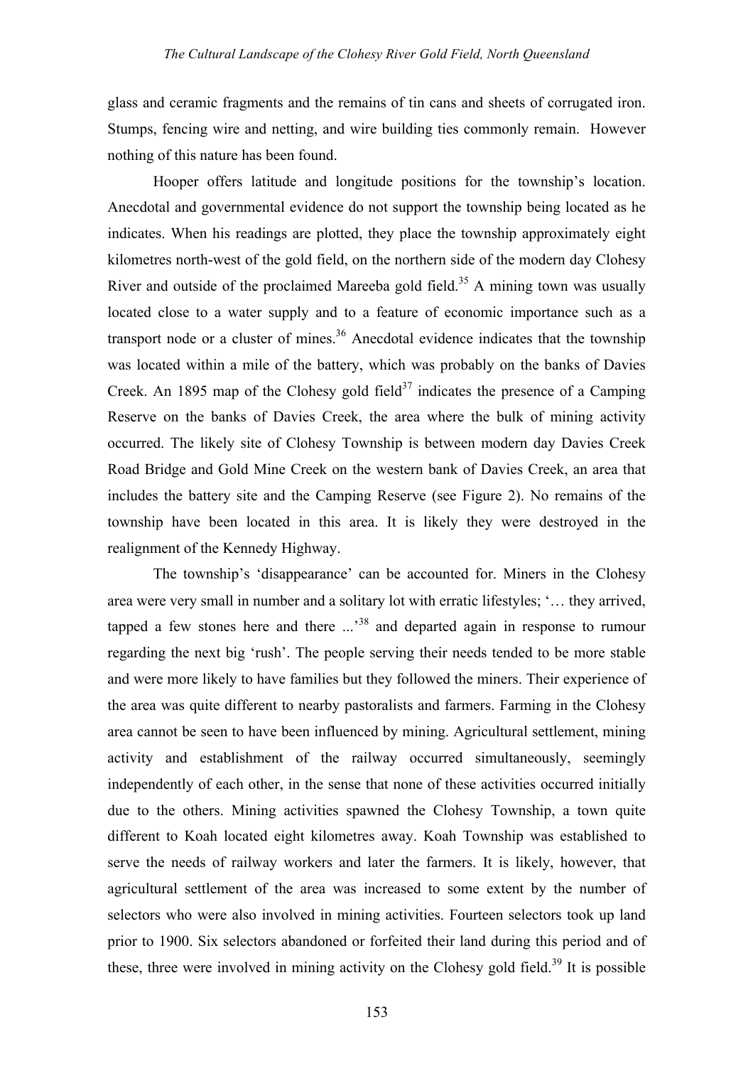glass and ceramic fragments and the remains of tin cans and sheets of corrugated iron. Stumps, fencing wire and netting, and wire building ties commonly remain. However nothing of this nature has been found.

Hooper offers latitude and longitude positions for the township's location. Anecdotal and governmental evidence do not support the township being located as he indicates. When his readings are plotted, they place the township approximately eight kilometres north-west of the gold field, on the northern side of the modern day Clohesy River and outside of the proclaimed Mareeba gold field.[35] A mining town was usually located close to a water supply and to a feature of economic importance such as a transport node or a cluster of mines.[36] Anecdotal evidence indicates that the township was located within a mile of the battery, which was probably on the banks of Davies Creek. An 1895 map of the Clohesy gold field[37] indicates the presence of a Camping Reserve on the banks of Davies Creek, the area where the bulk of mining activity occurred. The likely site of Clohesy Township is between modern day Davies Creek Road Bridge and Gold Mine Creek on the western bank of Davies Creek, an area that includes the battery site and the Camping Reserve (see Figure 2). No remains of the township have been located in this area. It is likely they were destroyed in the realignment of the Kennedy Highway.

The township's 'disappearance' can be accounted for. Miners in the Clohesy area were very small in number and a solitary lot with erratic lifestyles; '… they arrived, tapped a few stones here and there ...'[38] and departed again in response to rumour regarding the next big 'rush'. The people serving their needs tended to be more stable and were more likely to have families but they followed the miners. Their experience of the area was quite different to nearby pastoralists and farmers. Farming in the Clohesy area cannot be seen to have been influenced by mining. Agricultural settlement, mining activity and establishment of the railway occurred simultaneously, seemingly independently of each other, in the sense that none of these activities occurred initially due to the others. Mining activities spawned the Clohesy Township, a town quite different to Koah located eight kilometres away. Koah Township was established to serve the needs of railway workers and later the farmers. It is likely, however, that agricultural settlement of the area was increased to some extent by the number of selectors who were also involved in mining activities. Fourteen selectors took up land prior to 1900. Six selectors abandoned or forfeited their land during this period and of these, three were involved in mining activity on the Clohesy gold field.[39] It is possible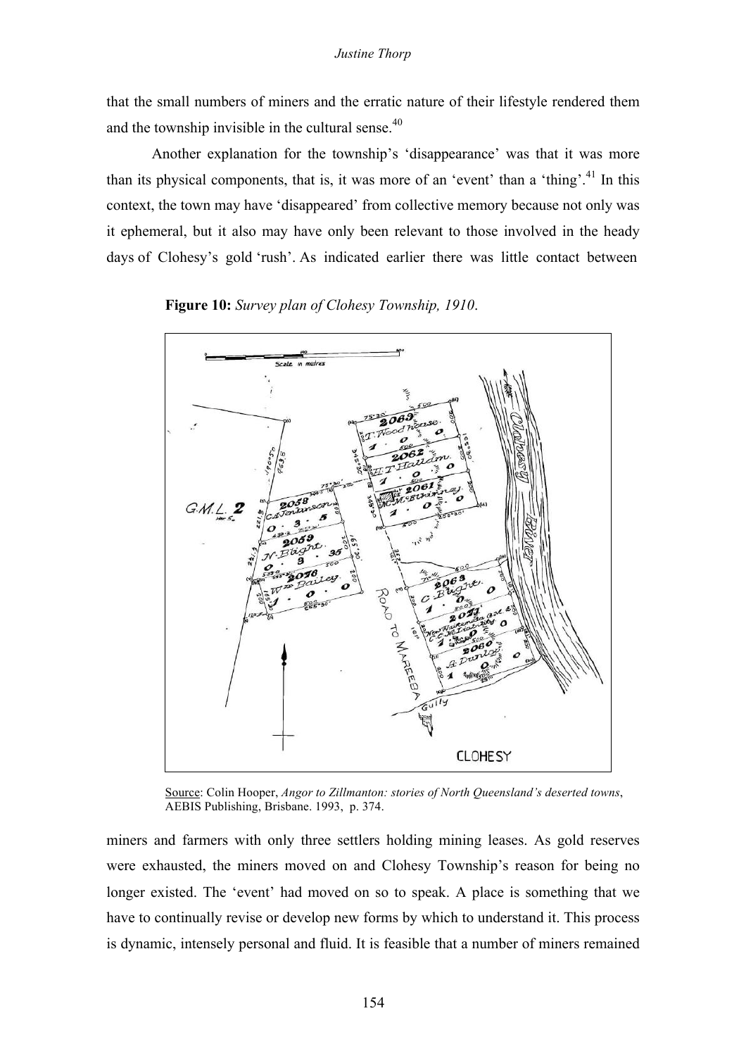that the small numbers of miners and the erratic nature of their lifestyle rendered them and the township invisible in the cultural sense.[40]

Another explanation for the township's 'disappearance' was that it was more than its physical components, that is, it was more of an 'event' than a 'thing'.[41] In this context, the town may have 'disappeared' from collective memory because not only was it ephemeral, but it also may have only been relevant to those involved in the heady days of Clohesy's gold 'rush'. As indicated earlier there was little contact between

**Figure 10:** *Survey plan of Clohesy Township, 1910*.

Source: Colin Hooper, *Angor to Zillmanton: stories of North Queensland's deserted towns*, AEBIS Publishing, Brisbane. 1993, p. 374.

miners and farmers with only three settlers holding mining leases. As gold reserves were exhausted, the miners moved on and Clohesy Township's reason for being no longer existed. The 'event' had moved on so to speak. A place is something that we have to continually revise or develop new forms by which to understand it. This process is dynamic, intensely personal and fluid. It is feasible that a number of miners remained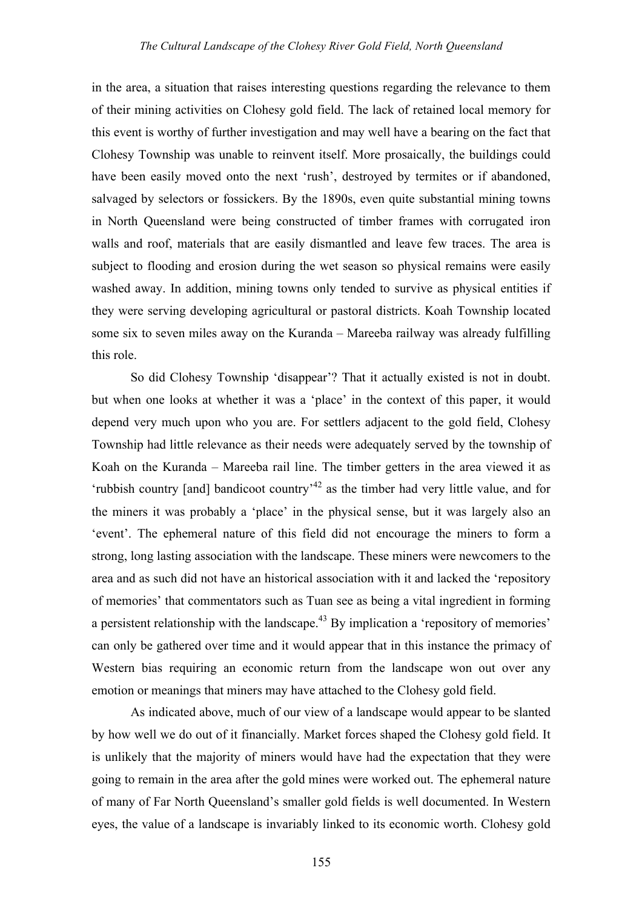in the area, a situation that raises interesting questions regarding the relevance to them of their mining activities on Clohesy gold field. The lack of retained local memory for this event is worthy of further investigation and may well have a bearing on the fact that Clohesy Township was unable to reinvent itself. More prosaically, the buildings could have been easily moved onto the next 'rush', destroyed by termites or if abandoned, salvaged by selectors or fossickers. By the 1890s, even quite substantial mining towns in North Queensland were being constructed of timber frames with corrugated iron walls and roof, materials that are easily dismantled and leave few traces. The area is subject to flooding and erosion during the wet season so physical remains were easily washed away. In addition, mining towns only tended to survive as physical entities if they were serving developing agricultural or pastoral districts. Koah Township located some six to seven miles away on the Kuranda – Mareeba railway was already fulfilling this role.

So did Clohesy Township 'disappear'? That it actually existed is not in doubt. but when one looks at whether it was a 'place' in the context of this paper, it would depend very much upon who you are. For settlers adjacent to the gold field, Clohesy Township had little relevance as their needs were adequately served by the township of Koah on the Kuranda – Mareeba rail line. The timber getters in the area viewed it as 'rubbish country [and] bandicoot country'[42] as the timber had very little value, and for the miners it was probably a 'place' in the physical sense, but it was largely also an 'event'. The ephemeral nature of this field did not encourage the miners to form a strong, long lasting association with the landscape. These miners were newcomers to the area and as such did not have an historical association with it and lacked the 'repository of memories' that commentators such as Tuan see as being a vital ingredient in forming a persistent relationship with the landscape.[43] By implication a 'repository of memories' can only be gathered over time and it would appear that in this instance the primacy of Western bias requiring an economic return from the landscape won out over any emotion or meanings that miners may have attached to the Clohesy gold field.

As indicated above, much of our view of a landscape would appear to be slanted by how well we do out of it financially. Market forces shaped the Clohesy gold field. It is unlikely that the majority of miners would have had the expectation that they were going to remain in the area after the gold mines were worked out. The ephemeral nature of many of Far North Queensland's smaller gold fields is well documented. In Western eyes, the value of a landscape is invariably linked to its economic worth. Clohesy gold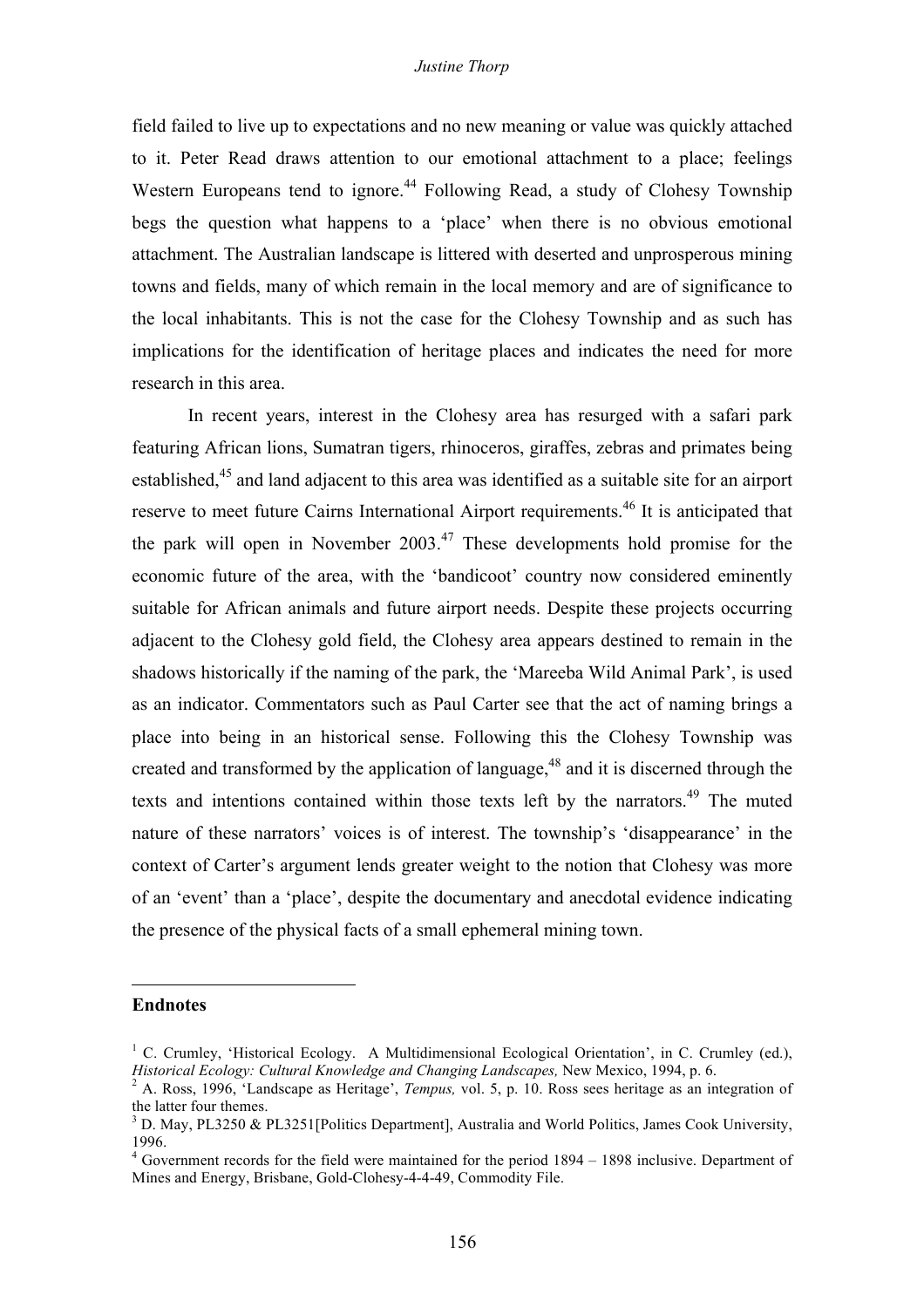field failed to live up to expectations and no new meaning or value was quickly attached to it. Peter Read draws attention to our emotional attachment to a place; feelings Western Europeans tend to ignore.[44] Following Read, a study of Clohesy Township begs the question what happens to a 'place' when there is no obvious emotional attachment. The Australian landscape is littered with deserted and unprosperous mining towns and fields, many of which remain in the local memory and are of significance to the local inhabitants. This is not the case for the Clohesy Township and as such has implications for the identification of heritage places and indicates the need for more research in this area.

In recent years, interest in the Clohesy area has resurged with a safari park featuring African lions, Sumatran tigers, rhinoceros, giraffes, zebras and primates being established,[45] and land adjacent to this area was identified as a suitable site for an airport reserve to meet future Cairns International Airport requirements.[46] It is anticipated that the park will open in November 2003.[47] These developments hold promise for the economic future of the area, with the 'bandicoot' country now considered eminently suitable for African animals and future airport needs. Despite these projects occurring adjacent to the Clohesy gold field, the Clohesy area appears destined to remain in the shadows historically if the naming of the park, the 'Mareeba Wild Animal Park', is used as an indicator. Commentators such as Paul Carter see that the act of naming brings a place into being in an historical sense. Following this the Clohesy Township was created and transformed by the application of language,[48] and it is discerned through the texts and intentions contained within those texts left by the narrators.[49] The muted nature of these narrators' voices is of interest. The township's 'disappearance' in the context of Carter's argument lends greater weight to the notion that Clohesy was more of an 'event' than a 'place', despite the documentary and anecdotal evidence indicating the presence of the physical facts of a small ephemeral mining town.

## Endnotes

[1] C. Crumley, 'Historical Ecology. A Multidimensional Ecological Orientation', in C. Crumley (ed.), *Historical Ecology: Cultural Knowledge and Changing Landscapes,* New Mexico, 1994, p. 6.

[2] A. Ross, 1996, 'Landscape as Heritage', *Tempus,* vol. 5, p. 10. Ross sees heritage as an integration of the latter four themes.

[3] D. May, PL3250 & PL3251[Politics Department], Australia and World Politics, James Cook University, 1996.

[4] Government records for the field were maintained for the period 1894 – 1898 inclusive. Department of Mines and Energy, Brisbane, Gold-Clohesy-4-4-49, Commodity File.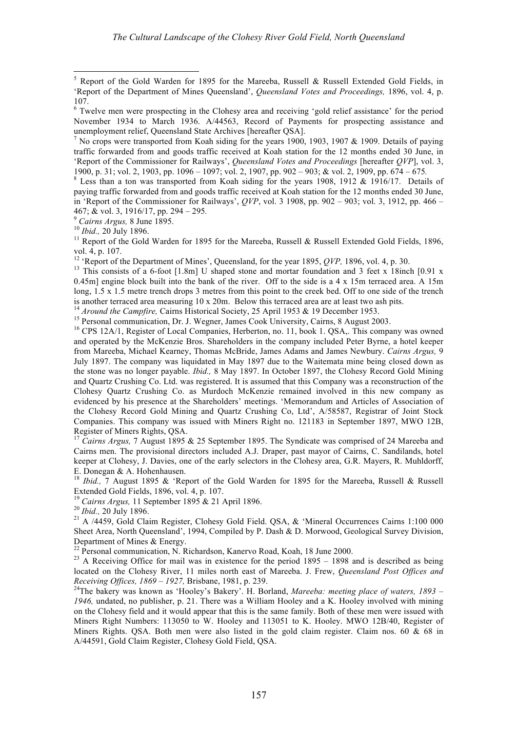[5] Report of the Gold Warden for 1895 for the Mareeba, Russell & Russell Extended Gold Fields, in 'Report of the Department of Mines Queensland', *Queensland Votes and Proceedings,* 1896, vol. 4, p. 107.

[6] Twelve men were prospecting in the Clohesy area and receiving 'gold relief assistance' for the period November 1934 to March 1936. A/44563, Record of Payments for prospecting assistance and unemployment relief, Queensland State Archives [hereafter QSA].

[7] No crops were transported from Koah siding for the years 1900, 1903, 1907 & 1909. Details of paying traffic forwarded from and goods traffic received at Koah station for the 12 months ended 30 June, in 'Report of the Commissioner for Railways', *Queensland Votes and Proceedings* [hereafter *QVP*], vol. 3, 1900, p. 31; vol. 2, 1903, pp. 1096 – 1097; vol. 2, 1907, pp. 902 – 903; & vol. 2, 1909, pp. 674 – 675*.*

[8] Less than a ton was transported from Koah siding for the years 1908, 1912 & 1916/17. Details of paying traffic forwarded from and goods traffic received at Koah station for the 12 months ended 30 June, in 'Report of the Commissioner for Railways', *QVP*, vol. 3 1908, pp. 902 – 903; vol. 3, 1912, pp. 466 – 467; & vol. 3, 1916/17, pp. 294 – 295*.*

[9] *Cairns Argus,* 8 June 1895.

[10] *Ibid.,* 20 July 1896.

[11] Report of the Gold Warden for 1895 for the Mareeba, Russell & Russell Extended Gold Fields, 1896, vol. 4, p. 107.

[12] 'Report of the Department of Mines', Queensland, for the year 1895, *QVP,* 1896, vol. 4, p. 30.

[13] This consists of a 6-foot [1.8m] U shaped stone and mortar foundation and 3 feet x 18inch [0.91 x 0.45m] engine block built into the bank of the river. Off to the side is a 4 x 15m terraced area. A 15m long, 1.5 x 1.5 metre trench drops 3 metres from this point to the creek bed. Off to one side of the trench is another terraced area measuring 10 x 20m. Below this terraced area are at least two ash pits.

[14] *Around the Campfire,* Cairns Historical Society, 25 April 1953 & 19 December 1953.

[15] Personal communication, Dr. J. Wegner, James Cook University, Cairns, 8 August 2003.

[16] CPS 12A/1, Register of Local Companies, Herberton, no. 11, book 1. QSA,. This company was owned and operated by the McKenzie Bros. Shareholders in the company included Peter Byrne, a hotel keeper from Mareeba, Michael Kearney, Thomas McBride, James Adams and James Newbury. *Cairns Argus,* 9 July 1897. The company was liquidated in May 1897 due to the Waitemata mine being closed down as the stone was no longer payable. *Ibid.,* 8 May 1897. In October 1897, the Clohesy Record Gold Mining and Quartz Crushing Co. Ltd. was registered. It is assumed that this Company was a reconstruction of the Clohesy Quartz Crushing Co. as Murdoch McKenzie remained involved in this new company as evidenced by his presence at the Shareholders' meetings. 'Memorandum and Articles of Association of the Clohesy Record Gold Mining and Quartz Crushing Co, Ltd', A/58587, Registrar of Joint Stock Companies. This company was issued with Miners Right no. 121183 in September 1897, MWO 12B, Register of Miners Rights, QSA.

[17] *Cairns Argus,* 7 August 1895 & 25 September 1895. The Syndicate was comprised of 24 Mareeba and Cairns men. The provisional directors included A.J. Draper, past mayor of Cairns, C. Sandilands, hotel keeper at Clohesy, J. Davies, one of the early selectors in the Clohesy area, G.R. Mayers, R. Muhldorff, E. Donegan & A. Hohenhausen.

[18] *Ibid.,* 7 August 1895 & 'Report of the Gold Warden for 1895 for the Mareeba, Russell & Russell Extended Gold Fields, 1896, vol. 4, p. 107.

[19] *Cairns Argus,* 11 September 1895 & 21 April 1896.

[20] *Ibid.,* 20 July 1896.

[21] A /4459, Gold Claim Register, Clohesy Gold Field. QSA, & 'Mineral Occurrences Cairns 1:100 000 Sheet Area, North Queensland', 1994, Compiled by P. Dash & D. Morwood, Geological Survey Division, Department of Mines & Energy.

[22] Personal communication, N. Richardson, Kanervo Road, Koah, 18 June 2000.

[23] A Receiving Office for mail was in existence for the period 1895 – 1898 and is described as being located on the Clohesy River, 11 miles north east of Mareeba. J. Frew, *Queensland Post Offices and Receiving Offices, 1869 – 1927,* Brisbane, 1981, p. 239.

[24] The bakery was known as 'Hooley's Bakery'. H. Borland, *Mareeba: meeting place of waters, 1893 – 1946,* undated, no publisher, p. 21. There was a William Hooley and a K. Hooley involved with mining on the Clohesy field and it would appear that this is the same family. Both of these men were issued with Miners Right Numbers: 113050 to W. Hooley and 113051 to K. Hooley. MWO 12B/40, Register of Miners Rights. QSA. Both men were also listed in the gold claim register. Claim nos. 60 & 68 in A/44591, Gold Claim Register, Clohesy Gold Field, QSA.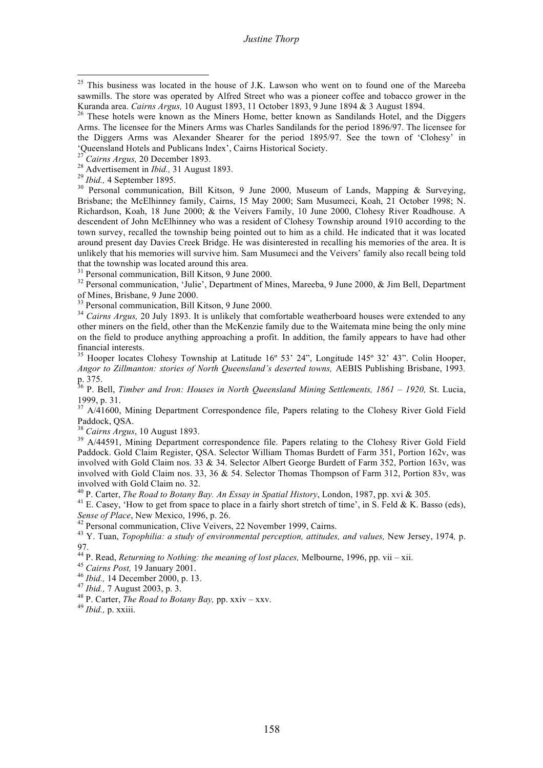[25] This business was located in the house of J.K. Lawson who went on to found one of the Mareeba sawmills. The store was operated by Alfred Street who was a pioneer coffee and tobacco grower in the Kuranda area. *Cairns Argus,* 10 August 1893, 11 October 1893, 9 June 1894 & 3 August 1894.

[26] These hotels were known as the Miners Home, better known as Sandilands Hotel, and the Diggers Arms. The licensee for the Miners Arms was Charles Sandilands for the period 1896/97. The licensee for the Diggers Arms was Alexander Shearer for the period 1895/97. See the town of 'Clohesy' in 'Queensland Hotels and Publicans Index', Cairns Historical Society.

[27] *Cairns Argus,* 20 December 1893.

[28] Advertisement in *Ibid.,* 31 August 1893.

[29] *Ibid.,* 4 September 1895.

[30] Personal communication, Bill Kitson, 9 June 2000, Museum of Lands, Mapping & Surveying, Brisbane; the McElhinney family, Cairns, 15 May 2000; Sam Musumeci, Koah, 21 October 1998; N. Richardson, Koah, 18 June 2000; & the Veivers Family, 10 June 2000, Clohesy River Roadhouse. A descendent of John McElhinney who was a resident of Clohesy Township around 1910 according to the town survey, recalled the township being pointed out to him as a child. He indicated that it was located around present day Davies Creek Bridge. He was disinterested in recalling his memories of the area. It is unlikely that his memories will survive him. Sam Musumeci and the Veivers' family also recall being told that the township was located around this area.

[31] Personal communication, Bill Kitson, 9 June 2000.

[32] Personal communication, 'Julie', Department of Mines, Mareeba, 9 June 2000, & Jim Bell, Department of Mines, Brisbane, 9 June 2000.

[33] Personal communication, Bill Kitson, 9 June 2000.

[34] *Cairns Argus,* 20 July 1893. It is unlikely that comfortable weatherboard houses were extended to any other miners on the field, other than the McKenzie family due to the Waitemata mine being the only mine on the field to produce anything approaching a profit. In addition, the family appears to have had other financial interests.

[35] Hooper locates Clohesy Township at Latitude 16º 53' 24", Longitude 145º 32' 43". Colin Hooper, *Angor to Zillmanton: stories of North Queensland's deserted towns,* AEBIS Publishing Brisbane, 1993. p. 375.

[36] P. Bell, *Timber and Iron: Houses in North Queensland Mining Settlements, 1861 – 1920,* St. Lucia, 1999, p. 31.

[37] A/41600, Mining Department Correspondence file, Papers relating to the Clohesy River Gold Field Paddock, QSA.

[38] *Cairns Argus*, 10 August 1893.

[39] A/44591, Mining Department correspondence file. Papers relating to the Clohesy River Gold Field Paddock. Gold Claim Register, QSA. Selector William Thomas Burdett of Farm 351, Portion 162v, was involved with Gold Claim nos. 33 & 34. Selector Albert George Burdett of Farm 352, Portion 163v, was involved with Gold Claim nos. 33, 36 & 54. Selector Thomas Thompson of Farm 312, Portion 83v, was involved with Gold Claim no. 32.

[40] P. Carter, *The Road to Botany Bay. An Essay in Spatial History*, London, 1987, pp. xvi & 305.

[41] E. Casey, 'How to get from space to place in a fairly short stretch of time', in S. Feld & K. Basso (eds), *Sense of Place*, New Mexico, 1996, p. 26.

[42] Personal communication, Clive Veivers, 22 November 1999, Cairns.

[43] Y. Tuan, *Topophilia: a study of environmental perception, attitudes, and values,* New Jersey, 1974*,* p. 97.

[44] P. Read, *Returning to Nothing: the meaning of lost places,* Melbourne, 1996, pp. vii – xii.

[45] *Cairns Post,* 19 January 2001.

[46] *Ibid.,* 14 December 2000, p. 13.

[47] *Ibid.,* 7 August 2003, p. 3.

[48] P. Carter, *The Road to Botany Bay,* pp. xxiv – xxv.

[49] *Ibid.,* p. xxiii.